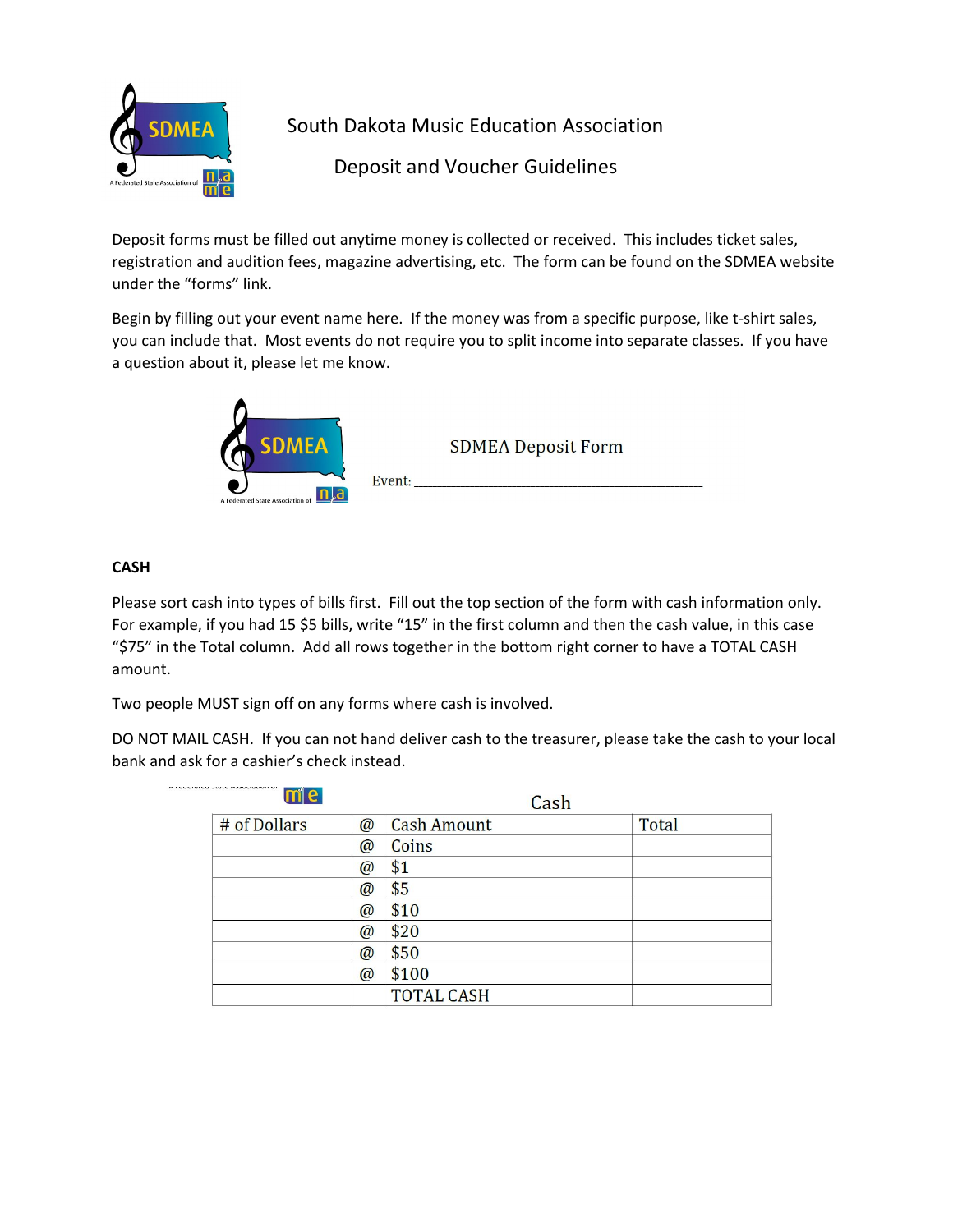# South Dakota Music Education Association

## Deposit and Voucher Guidelines

Deposit forms must be filled out anytime money is collected or received. This includes ticket sales, registration and audition fees, magazine advertising, etc. The form can be found on the SDMEA website under the "forms" link.

Begin by filling out your event name here. If the money was from a specific purpose, like t-shirt sales, you can include that. Most events do not require you to split income into separate classes. If you have a question about it, please let me know.

SDMEA Deposit Form

Event: ______________________________________

**CASH**

Please sort cash into types of bills first. Fill out the top section of the form with cash information only. For example, if you had 15 $5 bills, write "15" in the first column and then the cash value, in this case "$75" in the Total column. Add all rows together in the bottom right corner to have a TOTAL CASH amount.

Two people MUST sign off on any forms where cash is involved.

DO NOT MAIL CASH. If you can not hand deliver cash to the treasurer, please take the cash to your local bank and ask for a cashier's check instead.

Cash

| # of Dollars | @ | Cash Amount | Total |
|---|---|---|---|
| | @ | Coins | |
| | @ | $1 | |
| | @ | $5 | |
| | @ | $10 | |
| | @ | $20 | |
| | @ | $50 | |
| | @ | $100 | |
| | | TOTAL CASH | |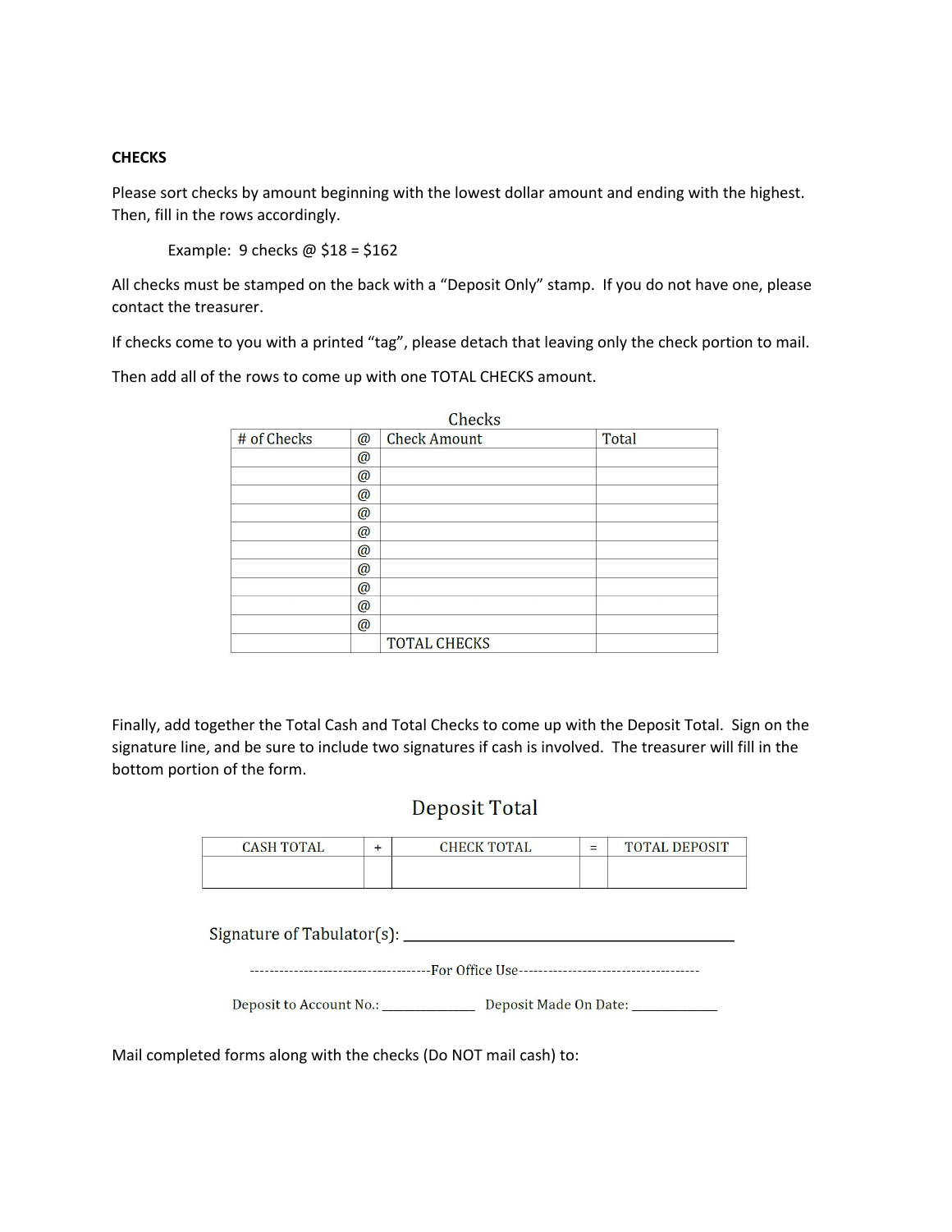**CHECKS**

Please sort checks by amount beginning with the lowest dollar amount and ending with the highest. Then, fill in the rows accordingly.

Example: 9 checks @ $18 = $162

All checks must be stamped on the back with a "Deposit Only" stamp. If you do not have one, please contact the treasurer.

If checks come to you with a printed "tag", please detach that leaving only the check portion to mail.

Then add all of the rows to come up with one TOTAL CHECKS amount.

Checks

| # of Checks | @ | Check Amount | Total |
|---|---|---|---|
| | @ | | |
| | @ | | |
| | @ | | |
| | @ | | |
| | @ | | |
| | @ | | |
| | @ | | |
| | @ | | |
| | @ | | |
| | @ | | |
| | | TOTAL CHECKS | |

Finally, add together the Total Cash and Total Checks to come up with the Deposit Total. Sign on the signature line, and be sure to include two signatures if cash is involved. The treasurer will fill in the bottom portion of the form.

Deposit Total

| CASH TOTAL | + | CHECK TOTAL | = | TOTAL DEPOSIT |
|---|---|---|---|---|
| | | | | |

Signature of Tabulator(s): ________________________________________

------------------------------------For Office Use------------------------------------

Deposit to Account No.: _____________ Deposit Made On Date: ____________

Mail completed forms along with the checks (Do NOT mail cash) to: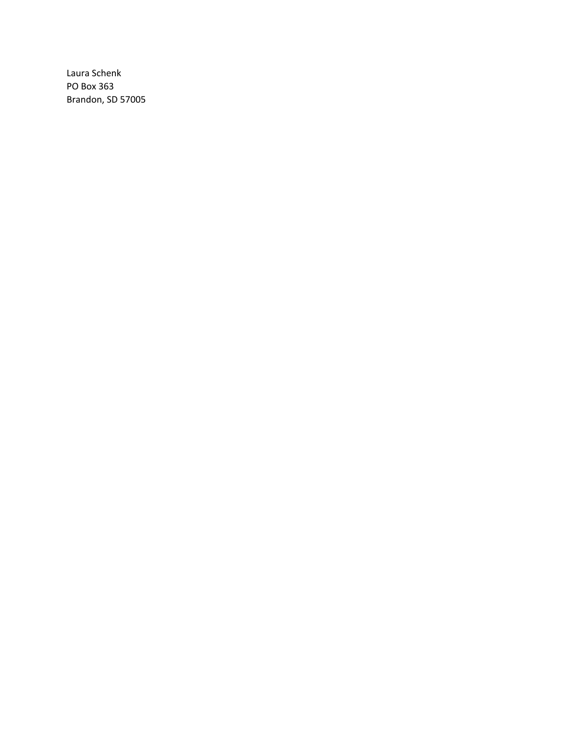Laura Schenk
PO Box 363
Brandon, SD 57005